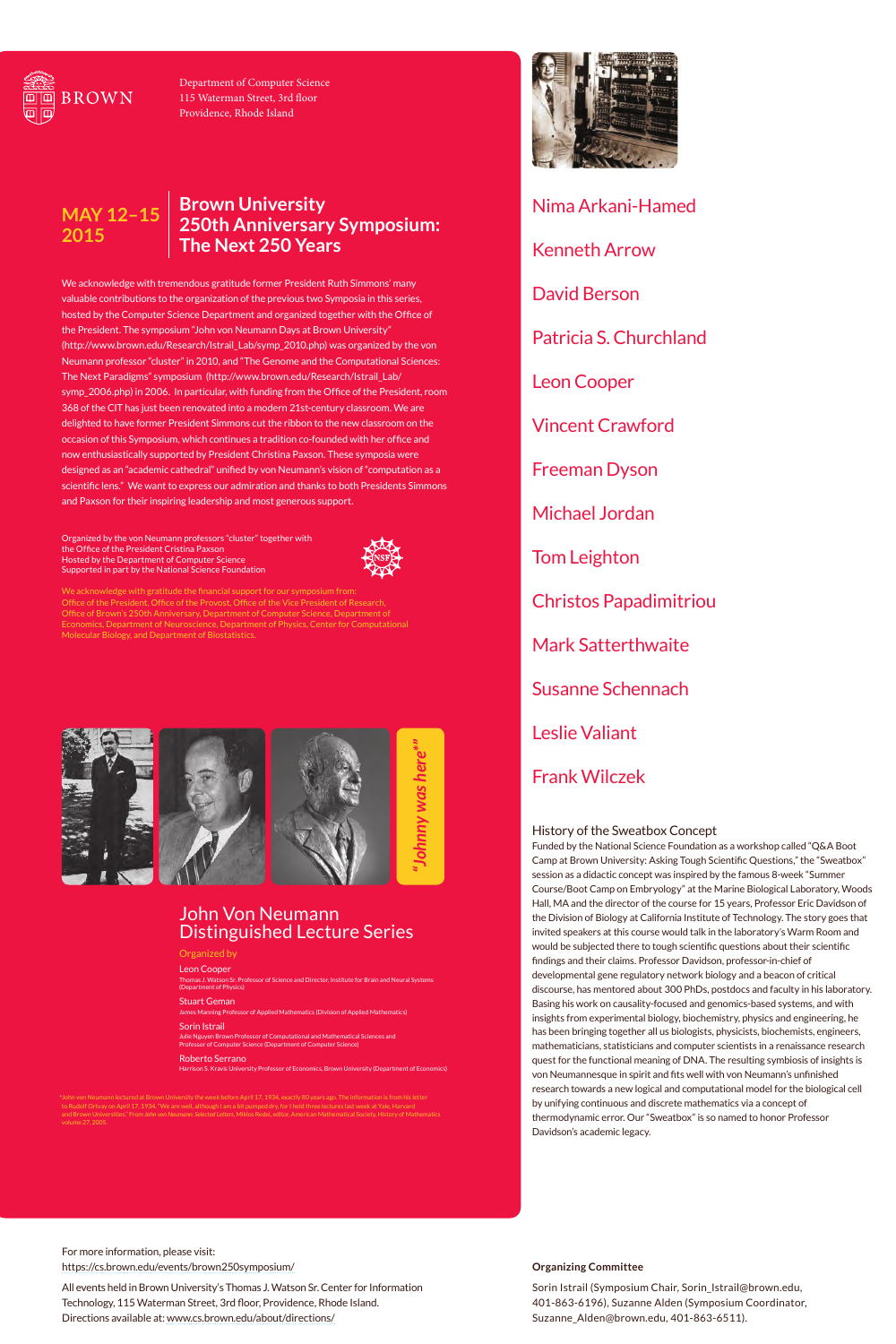BROWN

Department of Computer Science
115 Waterman Street, 3rd floor
Providence, Rhode Island

# MAY 12–15 2015

# Brown University 250th Anniversary Symposium: The Next 250 Years

We acknowledge with tremendous gratitude former President Ruth Simmons' many valuable contributions to the organization of the previous two Symposia in this series, hosted by the Computer Science Department and organized together with the Office of the President. The symposium "John von Neumann Days at Brown University" (http://www.brown.edu/Research/Istrail_Lab/symp_2010.php) was organized by the von Neumann professor "cluster" in 2010, and "The Genome and the Computational Sciences: The Next Paradigms" symposium (http://www.brown.edu/Research/Istrail_Lab/symp_2006.php) in 2006. In particular, with funding from the Office of the President, room 368 of the CIT has just been renovated into a modern 21st-century classroom. We are delighted to have former President Simmons cut the ribbon to the new classroom on the occasion of this Symposium, which continues a tradition co-founded with her office and now enthusiastically supported by President Christina Paxson. These symposia were designed as an "academic cathedral" unified by von Neumann's vision of "computation as a scientific lens." We want to express our admiration and thanks to both Presidents Simmons and Paxson for their inspiring leadership and most generous support.

Organized by the von Neumann professors "cluster" together with the Office of the President Cristina Paxson
Hosted by the Department of Computer Science
Supported in part by the National Science Foundation

We acknowledge with gratitude the financial support for our symposium from: Office of the President, Office of the Provost, Office of the Vice President of Research, Office of Brown's 250th Anniversary, Department of Computer Science, Department of Economics, Department of Neuroscience, Department of Physics, Center for Computational Molecular Biology, and Department of Biostatistics.

*"Johnny was here\*"*

## John Von Neumann Distinguished Lecture Series

Organized by

Leon Cooper
Thomas J. Watson Sr. Professor of Science and Director, Institute for Brain and Neural Systems (Department of Physics)

Stuart Geman
James Manning Professor of Applied Mathematics (Division of Applied Mathematics)

Sorin Istrail
Julie Nguyen Brown Professor of Computational and Mathematical Sciences and Professor of Computer Science (Department of Computer Science)

Roberto Serrano
Harrison S. Kravis University Professor of Economics, Brown University (Department of Economics)

\*John von Neumann lectured at Brown University the week before April 17, 1934, exactly 80 years ago. The information is from his letter to Rudolf Ortvay on April 17, 1934: "We are well, although I am a bit pumped dry, for I held three lectures last week at Yale, Harvard and Brown Universities." From *John von Neumann: Selected Letters*, Miklos Redei, editor, American Mathematical Society, History of Mathematics volume 27, 2005.

Nima Arkani-Hamed

Kenneth Arrow

David Berson

Patricia S. Churchland

Leon Cooper

Vincent Crawford

Freeman Dyson

Michael Jordan

Tom Leighton

Christos Papadimitriou

Mark Satterthwaite

Susanne Schennach

Leslie Valiant

Frank Wilczek

### History of the Sweatbox Concept

Funded by the National Science Foundation as a workshop called "Q&A Boot Camp at Brown University: Asking Tough Scientific Questions," the "Sweatbox" session as a didactic concept was inspired by the famous 8-week "Summer Course/Boot Camp on Embryology" at the Marine Biological Laboratory, Woods Hall, MA and the director of the course for 15 years, Professor Eric Davidson of the Division of Biology at California Institute of Technology. The story goes that invited speakers at this course would talk in the laboratory's Warm Room and would be subjected there to tough scientific questions about their scientific findings and their claims. Professor Davidson, professor-in-chief of developmental gene regulatory network biology and a beacon of critical discourse, has mentored about 300 PhDs, postdocs and faculty in his laboratory. Basing his work on causality-focused and genomics-based systems, and with insights from experimental biology, biochemistry, physics and engineering, he has been bringing together all us biologists, physicists, biochemists, engineers, mathematicians, statisticians and computer scientists in a renaissance research quest for the functional meaning of DNA. The resulting symbiosis of insights is von Neumannesque in spirit and fits well with von Neumann's unfinished research towards a new logical and computational model for the biological cell by unifying continuous and discrete mathematics via a concept of thermodynamic error. Our "Sweatbox" is so named to honor Professor Davidson's academic legacy.

For more information, please visit:
https://cs.brown.edu/events/brown250symposium/

All events held in Brown University's Thomas J. Watson Sr. Center for Information Technology, 115 Waterman Street, 3rd floor, Providence, Rhode Island.
Directions available at: www.cs.brown.edu/about/directions/

**Organizing Committee**

Sorin Istrail (Symposium Chair, Sorin_Istrail@brown.edu, 401-863-6196), Suzanne Alden (Symposium Coordinator, Suzanne_Alden@brown.edu, 401-863-6511).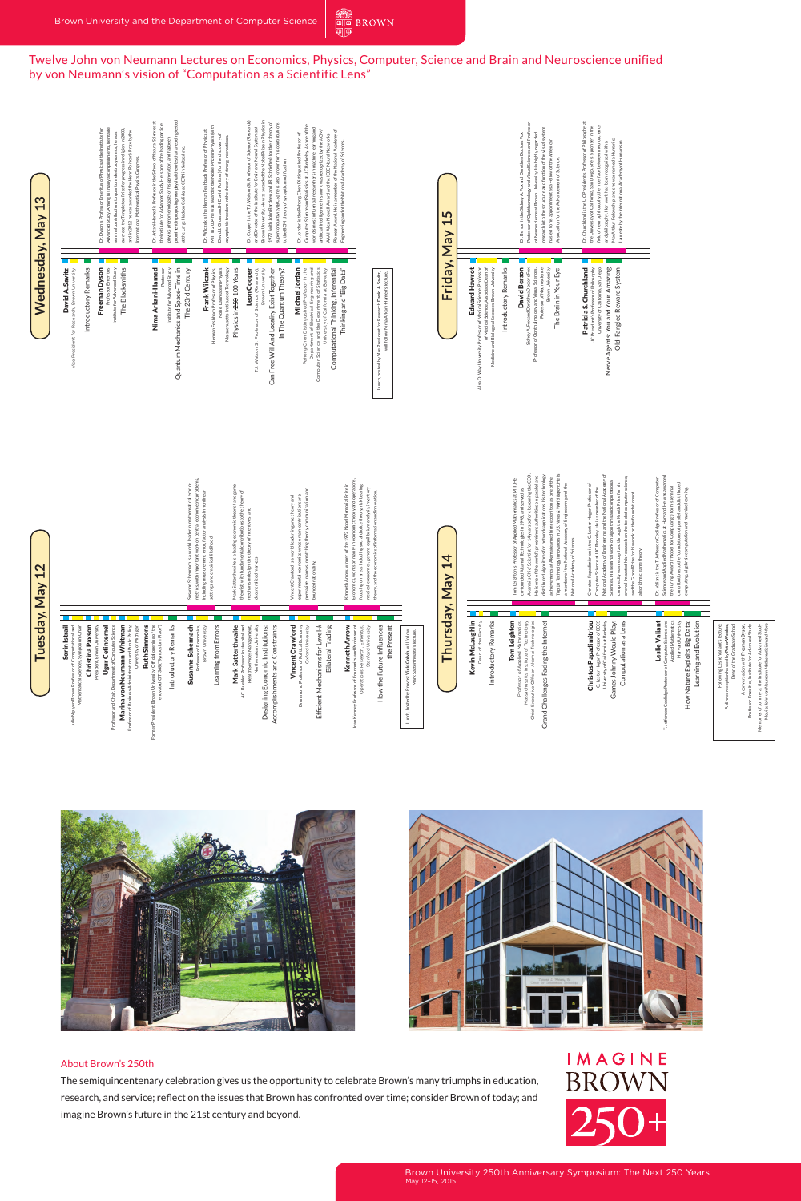Brown University and the Department of Computer Science

# Twelve John von Neumann Lectures on Economics, Physics, Computer, Science and Brain and Neuroscience unified by von Neumann's vision of "Computation as a Scientific Lens"

## Tuesday, May 12

**Sorin Istrail**
Julie Nguyen Brown Professor of Computational and Mathematical Sciences, Brown University

**Christina Paxson**
President, Brown University

**Ugur Cetintemel**
Professor and Chair, Department of Computer Science

**Marina von Neumann Whitman**
Professor of Business Administration and Public Policy, University of Michigan

**Ruth Simmons**
Former President, Brown University, Official opening of the renovated CIT 368 "Symposium Place"

Introductory Remarks

**Susanne Schennach**
Professor of Economics, Brown University
*Learning from Errors*

Susanne Schennach is a world leader in mathematical econometrics, with important work on central econometric problems, including measurement error, factor analysis in nonlinear settings, and empirical likelihood.

**Mark Satterthwaite**
A.C. Buehler Professor in Hospital and Health Services Management, Northwestern University
*Designing Economic Institutions: Accomplishments and Constraints*

Mark Satterthwaite is a leading economic theorist and game theorist, with fundamental contributions to the theory of mechanism design, the theory of incentives, and decentralized markets.

**Vincent Crawford**
Drummond Professor of Political Economy, Oxford University
*Efficient Mechanisms for Level-k Bilateral Trading*

Vincent Crawford is a world leader in game theory and experimental economics whose main contributions are pervasive in areas in matching theory, communication, and bounded rationality.

**Kenneth Arrow**
Joan Kenney Professor of Economics and Professor of Operations Research, Emeritus, Stanford University
*How the Future Influences the Present*

Kenneth Arrow, winner of the 1972 Nobel Memorial Prize in Economics, works primarily in economic theory and operations, focusing on areas including social choice theory, risk bearing, medical economics, general equilibrium analysis, inventory theory, and the economics of information and innovation.

Lunch, hosted by Provost Vicki Colvin, will follow Mark Satterthwaite's lecture.

## Wednesday, May 13

**David A. Savitz**
Vice President for Research, Brown University
Introductory Remarks

**Freeman Dyson**
Professor Emeritus, Institute for Advanced Study
*The Blacksmiths*

Dr. Dyson is Professor Emeritus of Physics at the Institute for Advanced Study. Among his many accomplishments, he made seminal contributions to quantum electrodynamics. He was awarded the Templeton Prize for progress in religion in 2000, and in 2012 he was awarded the Henri Poincaré Prize for the International Mathematical Physics Congress.

**Nima Arkani-Hamed**
Professor, Institute for Advanced Study
*Quantum Mechanics and Space-Time in The 23rd Century*

Dr. Arkani-Hamed is Professor in the School of Natural Sciences at the Institute for Advanced Study. He is one of the leading particle physics phenomenologists of his generation, and has been prominent in proposing new physical theories that are being tested at the Large Hadron Collider at CERN in Switzerland.

**Frank Wilczek**
Herman Feshbach Professor of Physics, Nobel Laureate in Physics, Massachusetts Institute of Technology
*Physics in 100 Years*

Dr. Wilczek is the Herman Feshbach Professor of Physics at MIT. In 2004 he was awarded the Nobel Prize in Physics (with David J. Gross and H. David Politzer) for the discovery of asymptotic freedom in the theory of strong interactions.

**Leon Cooper**
T.J. Watson Sr. Professor of Science, Brown University
*Can Free Will And Locality Exist Together In The Quantum Theory?*

Dr. Cooper is the T.J. Watson Sr. Professor of Science (Emeritus) and Director of the Institute for Brain and Neural Systems at Brown University. He was awarded the Nobel Prize in Physics in 1972 (with John Bardeen and J.R. Schrieffer) for their theory of superconductivity (BCS). He is also known for his contributions to the BCM theory of synaptic modification.

**Michael Jordan**
Pehong Chen Distinguished Professor in the Department of Electrical Engineering and Computer Science and the Department of Statistics, University of California, Berkeley
*Computational Thinking, Inferential Thinking and "Big Data"*

Dr. Jordan is the Pehong Chen Distinguished Professor of Computer Science and Statistics at UC Berkeley. As one of the world's foremost authorities on machine learning and artificial intelligence, his work was recognized by the ACM/AAAI Allen Newell Award and the IEEE Neural Networks Pioneer Award. He is a member of the National Academy of Engineering and of the National Academy of Sciences.

Lunch, hosted by Vice President for Research David A. Savitz, will follow Nima Arkani-Hamed's lecture.

## Thursday, May 14

**Kevin McLaughlin**
Dean of the Faculty
Introductory Remarks

**Tom Leighton**
Professor of Applied Mathematics, Massachusetts Institute of Technology, Chief Executive Officer, Akamai Technologies
*Grand Challenges Facing the Internet*

Tom Leighton is Professor of Applied Mathematics at MIT. He co-founded Akamai Technologies in 1998, and served as Akamai's Chief Scientist for 14 years before becoming the CEO. He is one of the world's preeminent authorities on parallel and distributed algorithms for network applications. His technology achievements at Akamai earned him recognition as one of the Top 10 Technology Innovators in the US. He is a member of the National Academy of Engineering and the National Academy of Sciences.

**Christos Papadimitriou**
C. Lester Hogan Professor of EECS, University of California, Berkeley
*Games Johnny Would Play: Computation as a Lens*

Christos Papadimitriou is the C. Lester Hogan Professor of Computer Science at UC Berkeley. He is a member of the National Academy of Engineering and the National Academy of Sciences. His seminal work on algorithms and computational complexity earned him the Knuth Prize for the overall impact of his research on the field of computer science, and the Gödel Prize for his work on the foundations of algorithmic game theory.

**Leslie Valiant**
T. Jefferson Coolidge Professor of Computer Science and Applied Mathematics, Harvard University
*How Nature Exploits Big Data: Learning and Evolution*

Dr. Valiant is the T. Jefferson Coolidge Professor of Computer Science and Applied Mathematics at Harvard. He was awarded the Turing Award ("Nobel Prize of Computing") for his seminal contributions to the foundations of parallel and distributed computing, algebraic computation and machine learning.

Following Leslie Valiant's lecture:
A dinner conversation hosted by Peter Weber, Dean of the Graduate School
A conversation with Freeman Dyson, Professor Emeritus, Institute for Advanced Study
Memories of Johnny at the Institute for Advanced Study
Movie: John von Neumann Mathematician and More

## Friday, May 15

**Edward Hawrot**
Alva O. Way University Professor of Medical Science, Professor of Medical Science, Associate Dean of Medicine and Biological Sciences, Brown University
Introductory Remarks

**David Berson**
Sidney A. Fox and Dorothea Doctors Fox Professor of Ophthalmology and Visual Sciences, Professor of Neuroscience, Brown University
*The Brain in Your Eye*

Dr. Berson is the Sidney A. Fox and Dorothea Doctors Fox Professor of Ophthalmology and Visual Sciences and Professor of Neuroscience at Brown University. He is highly regarded for his research into the structure and function of the visual system. He was elected a Fellow of the American Association for the Advancement of Science.

**Patricia S. Churchland**
UC President's Professor of Philosophy, University of California, San Diego
*Nerve Agents: You and Your Amazing Old-Fangled Reward System*

Dr. Churchland is the UC President's Professor of Philosophy at the University of California, San Diego. She is a pioneer in the field of neurophilosophy, the interface between neuroscience and philosophy. She has been recognized with a MacArthur Fellowship, and she was named a Rossi Laureate by the International Academy of Humanism.

## About Brown's 250th

The semiquincentenary celebration gives us the opportunity to celebrate Brown's many triumphs in education, research, and service; reflect on the issues that Brown has confronted over time; consider Brown of today; and imagine Brown's future in the 21st century and beyond.

IMAGINE BROWN 250+

Brown University 250th Anniversary Symposium: The Next 250 Years
May 12–15, 2015